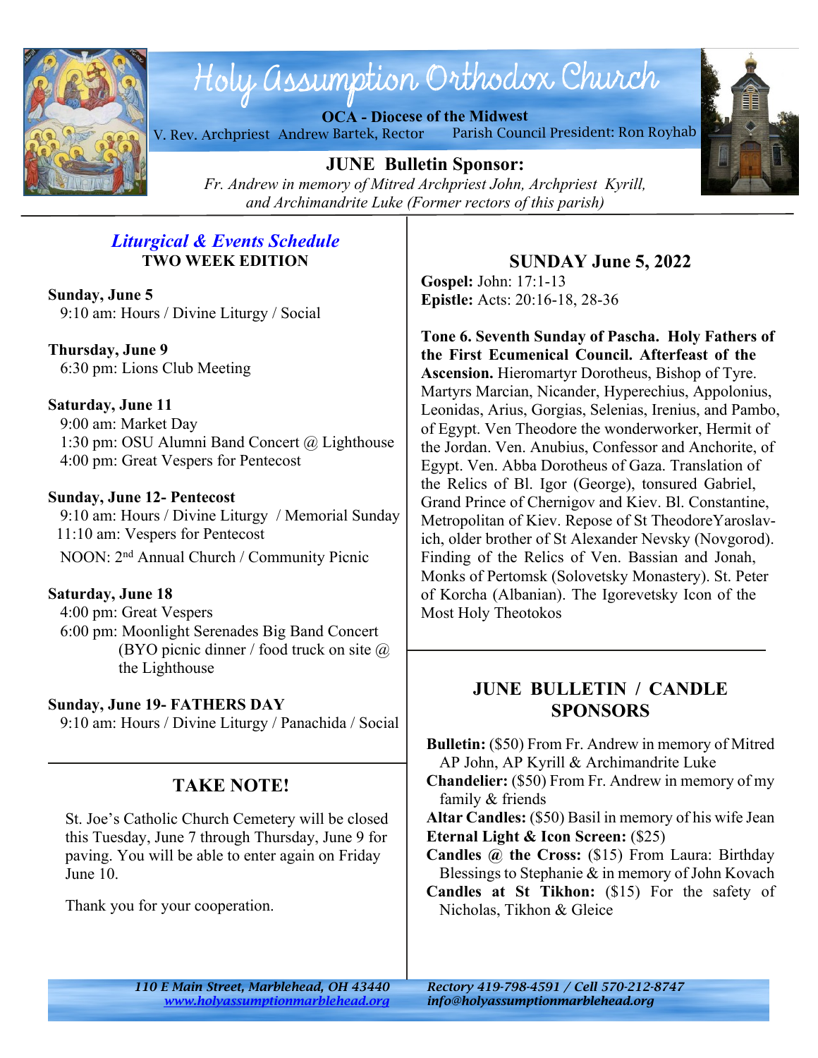# Holy Assumption Orthodox Church

**OCA - Diocese of the Midwest**

V. Rev. Archpriest Andrew Bartek, Rector    Parish Council President: Ron Royhab

**JUNE Bulletin Sponsor:**

*Fr. Andrew in memory of Mitred Archpriest John, Archpriest Kyrill, and Archimandrite Luke (Former rectors of this parish)*

## *Liturgical & Events Schedule*

**TWO WEEK EDITION**

**Sunday, June 5**
9:10 am: Hours / Divine Liturgy / Social

**Thursday, June 9**
6:30 pm: Lions Club Meeting

**Saturday, June 11**
9:00 am: Market Day
1:30 pm: OSU Alumni Band Concert @ Lighthouse
4:00 pm: Great Vespers for Pentecost

**Sunday, June 12- Pentecost**
9:10 am: Hours / Divine Liturgy / Memorial Sunday
11:10 am: Vespers for Pentecost
NOON: 2nd Annual Church / Community Picnic

**Saturday, June 18**
4:00 pm: Great Vespers
6:00 pm: Moonlight Serenades Big Band Concert (BYO picnic dinner / food truck on site @ the Lighthouse

**Sunday, June 19- FATHERS DAY**
9:10 am: Hours / Divine Liturgy / Panachida / Social

## TAKE NOTE!

St. Joe's Catholic Church Cemetery will be closed this Tuesday, June 7 through Thursday, June 9 for paving. You will be able to enter again on Friday June 10.

Thank you for your cooperation.

## SUNDAY June 5, 2022

**Gospel:** John: 17:1-13
**Epistle:** Acts: 20:16-18, 28-36

**Tone 6. Seventh Sunday of Pascha. Holy Fathers of the First Ecumenical Council. Afterfeast of the Ascension.** Hieromartyr Dorotheus, Bishop of Tyre. Martyrs Marcian, Nicander, Hyperechius, Appolonius, Leonidas, Arius, Gorgias, Selenias, Irenius, and Pambo, of Egypt. Ven Theodore the wonderworker, Hermit of the Jordan. Ven. Anubius, Confessor and Anchorite, of Egypt. Ven. Abba Dorotheus of Gaza. Translation of the Relics of Bl. Igor (George), tonsured Gabriel, Grand Prince of Chernigov and Kiev. Bl. Constantine, Metropolitan of Kiev. Repose of St TheodoreYaroslavich, older brother of St Alexander Nevsky (Novgorod). Finding of the Relics of Ven. Bassian and Jonah, Monks of Pertomsk (Solovetsky Monastery). St. Peter of Korcha (Albanian). The Igorevetsky Icon of the Most Holy Theotokos

## JUNE BULLETIN / CANDLE SPONSORS

**Bulletin:** ($50) From Fr. Andrew in memory of Mitred AP John, AP Kyrill & Archimandrite Luke
**Chandelier:** ($50) From Fr. Andrew in memory of my family & friends
**Altar Candles:** ($50) Basil in memory of his wife Jean
**Eternal Light & Icon Screen:** ($25)
**Candles @ the Cross:** ($15) From Laura: Birthday Blessings to Stephanie & in memory of John Kovach
**Candles at St Tikhon:** ($15) For the safety of Nicholas, Tikhon & Gleice

*110 E Main Street, Marblehead, OH 43440*
*www.holyassumptionmarblehead.org*
*Rectory 419-798-4591 / Cell 570-212-8747*
*info@holyassumptionmarblehead.org*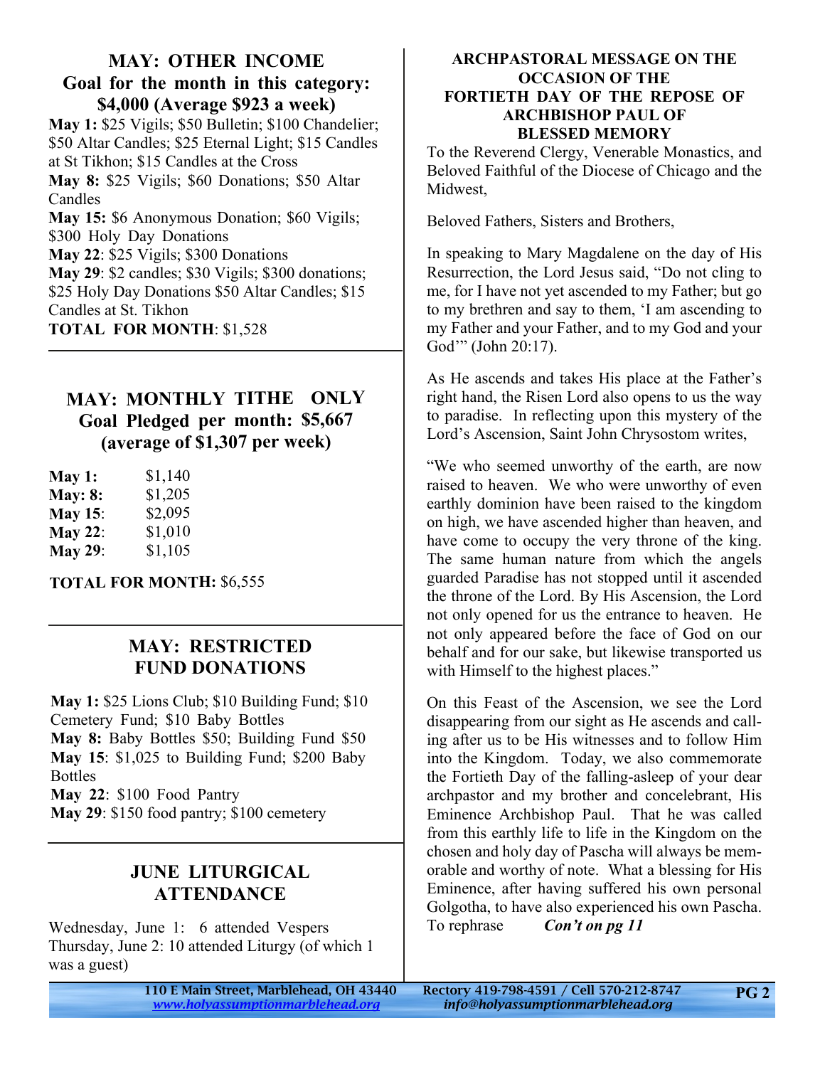## MAY: OTHER INCOME

### Goal for the month in this category: $4,000 (Average $923 a week)

**May 1:** $25 Vigils; $50 Bulletin; $100 Chandelier; $50 Altar Candles; $25 Eternal Light; $15 Candles at St Tikhon; $15 Candles at the Cross

**May 8:** $25 Vigils; $60 Donations; $50 Altar Candles

**May 15:** $6 Anonymous Donation; $60 Vigils; $300 Holy Day Donations

**May 22**: $25 Vigils; $300 Donations

**May 29**: $2 candles; $30 Vigils; $300 donations; $25 Holy Day Donations $50 Altar Candles; $15 Candles at St. Tikhon

**TOTAL FOR MONTH**: $1,528

## MAY: MONTHLY TITHE ONLY

### Goal Pledged per month: $5,667 (average of $1,307 per week)

| | |
|---|---|
| **May 1:** | $1,140 |
| **May: 8:** | $1,205 |
| **May 15**: | $2,095 |
| **May 22**: | $1,010 |
| **May 29**: | $1,105 |

**TOTAL FOR MONTH:** $6,555

## MAY: RESTRICTED FUND DONATIONS

**May 1:** $25 Lions Club; $10 Building Fund; $10 Cemetery Fund; $10 Baby Bottles

**May 8:** Baby Bottles $50; Building Fund $50

**May 15**: $1,025 to Building Fund; $200 Baby Bottles

**May 22**: $100 Food Pantry

**May 29**: $150 food pantry; $100 cemetery

## JUNE LITURGICAL ATTENDANCE

Wednesday, June 1: 6 attended Vespers
Thursday, June 2: 10 attended Liturgy (of which 1 was a guest)

## ARCHPASTORAL MESSAGE ON THE OCCASION OF THE FORTIETH DAY OF THE REPOSE OF ARCHBISHOP PAUL OF BLESSED MEMORY

To the Reverend Clergy, Venerable Monastics, and Beloved Faithful of the Diocese of Chicago and the Midwest,

Beloved Fathers, Sisters and Brothers,

In speaking to Mary Magdalene on the day of His Resurrection, the Lord Jesus said, "Do not cling to me, for I have not yet ascended to my Father; but go to my brethren and say to them, 'I am ascending to my Father and your Father, and to my God and your God'" (John 20:17).

As He ascends and takes His place at the Father's right hand, the Risen Lord also opens to us the way to paradise. In reflecting upon this mystery of the Lord's Ascension, Saint John Chrysostom writes,

"We who seemed unworthy of the earth, are now raised to heaven. We who were unworthy of even earthly dominion have been raised to the kingdom on high, we have ascended higher than heaven, and have come to occupy the very throne of the king. The same human nature from which the angels guarded Paradise has not stopped until it ascended the throne of the Lord. By His Ascension, the Lord not only opened for us the entrance to heaven. He not only appeared before the face of God on our behalf and for our sake, but likewise transported us with Himself to the highest places."

On this Feast of the Ascension, we see the Lord disappearing from our sight as He ascends and calling after us to be His witnesses and to follow Him into the Kingdom. Today, we also commemorate the Fortieth Day of the falling-asleep of your dear archpastor and my brother and concelebrant, His Eminence Archbishop Paul. That he was called from this earthly life to life in the Kingdom on the chosen and holy day of Pascha will always be memorable and worthy of note. What a blessing for His Eminence, after having suffered his own personal Golgotha, to have also experienced his own Pascha. To rephrase *Con't on pg 11*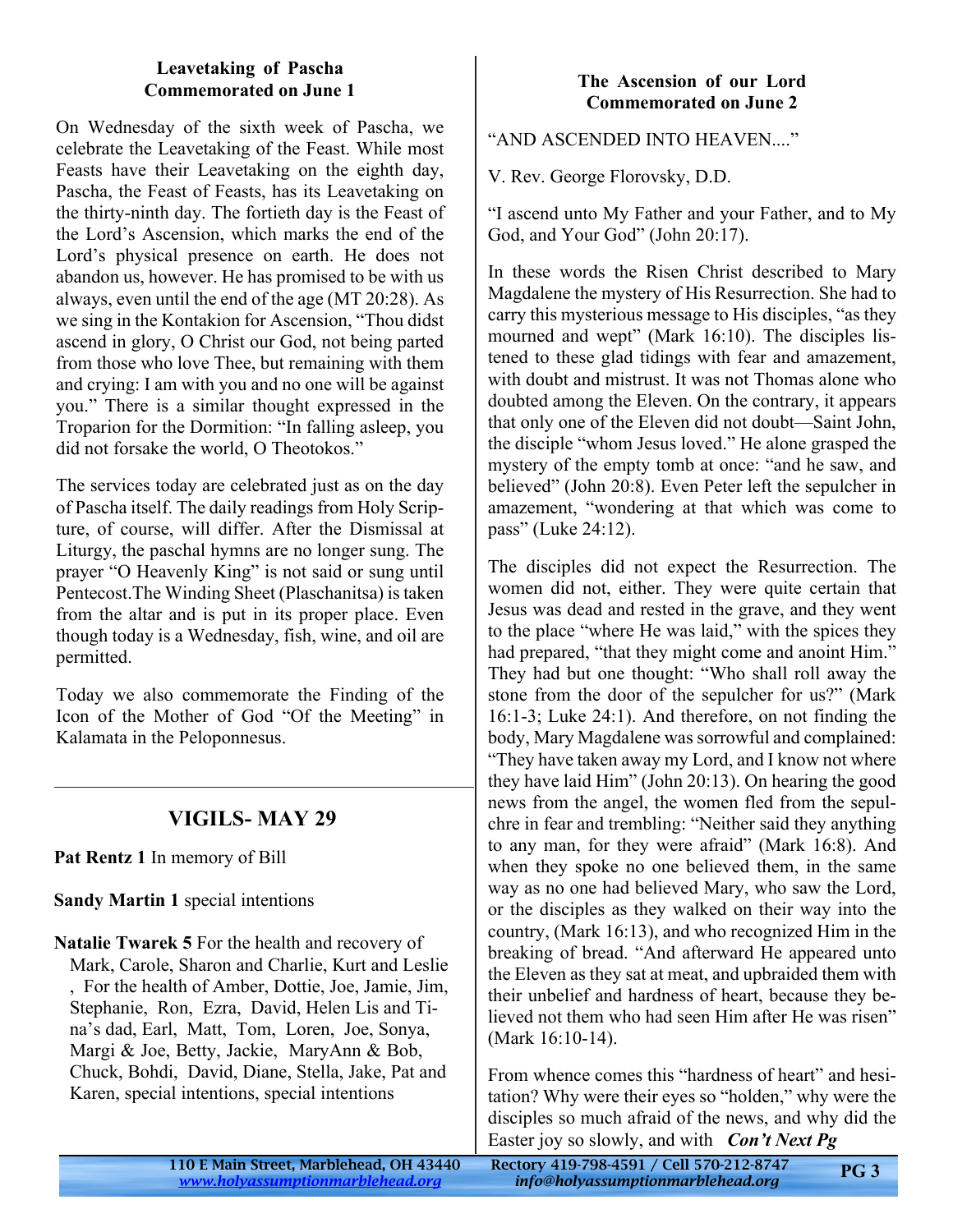### Leavetaking of Pascha
### Commemorated on June 1

On Wednesday of the sixth week of Pascha, we celebrate the Leavetaking of the Feast. While most Feasts have their Leavetaking on the eighth day, Pascha, the Feast of Feasts, has its Leavetaking on the thirty-ninth day. The fortieth day is the Feast of the Lord's Ascension, which marks the end of the Lord's physical presence on earth. He does not abandon us, however. He has promised to be with us always, even until the end of the age (MT 20:28). As we sing in the Kontakion for Ascension, "Thou didst ascend in glory, O Christ our God, not being parted from those who love Thee, but remaining with them and crying: I am with you and no one will be against you." There is a similar thought expressed in the Troparion for the Dormition: "In falling asleep, you did not forsake the world, O Theotokos."

The services today are celebrated just as on the day of Pascha itself. The daily readings from Holy Scripture, of course, will differ. After the Dismissal at Liturgy, the paschal hymns are no longer sung. The prayer "O Heavenly King" is not said or sung until Pentecost.The Winding Sheet (Plaschanitsa) is taken from the altar and is put in its proper place. Even though today is a Wednesday, fish, wine, and oil are permitted.

Today we also commemorate the Finding of the Icon of the Mother of God "Of the Meeting" in Kalamata in the Peloponnesus.

---

## VIGILS- MAY 29

**Pat Rentz 1** In memory of Bill

**Sandy Martin 1** special intentions

**Natalie Twarek 5** For the health and recovery of Mark, Carole, Sharon and Charlie, Kurt and Leslie , For the health of Amber, Dottie, Joe, Jamie, Jim, Stephanie, Ron, Ezra, David, Helen Lis and Tina's dad, Earl, Matt, Tom, Loren, Joe, Sonya, Margi & Joe, Betty, Jackie, MaryAnn & Bob, Chuck, Bohdi, David, Diane, Stella, Jake, Pat and Karen, special intentions, special intentions

### The Ascension of our Lord
### Commemorated on June 2

"AND ASCENDED INTO HEAVEN...."

V. Rev. George Florovsky, D.D.

"I ascend unto My Father and your Father, and to My God, and Your God" (John 20:17).

In these words the Risen Christ described to Mary Magdalene the mystery of His Resurrection. She had to carry this mysterious message to His disciples, "as they mourned and wept" (Mark 16:10). The disciples listened to these glad tidings with fear and amazement, with doubt and mistrust. It was not Thomas alone who doubted among the Eleven. On the contrary, it appears that only one of the Eleven did not doubt—Saint John, the disciple "whom Jesus loved." He alone grasped the mystery of the empty tomb at once: "and he saw, and believed" (John 20:8). Even Peter left the sepulcher in amazement, "wondering at that which was come to pass" (Luke 24:12).

The disciples did not expect the Resurrection. The women did not, either. They were quite certain that Jesus was dead and rested in the grave, and they went to the place "where He was laid," with the spices they had prepared, "that they might come and anoint Him." They had but one thought: "Who shall roll away the stone from the door of the sepulcher for us?" (Mark 16:1-3; Luke 24:1). And therefore, on not finding the body, Mary Magdalene was sorrowful and complained: "They have taken away my Lord, and I know not where they have laid Him" (John 20:13). On hearing the good news from the angel, the women fled from the sepulchre in fear and trembling: "Neither said they anything to any man, for they were afraid" (Mark 16:8). And when they spoke no one believed them, in the same way as no one had believed Mary, who saw the Lord, or the disciples as they walked on their way into the country, (Mark 16:13), and who recognized Him in the breaking of bread. "And afterward He appeared unto the Eleven as they sat at meat, and upbraided them with their unbelief and hardness of heart, because they believed not them who had seen Him after He was risen" (Mark 16:10-14).

From whence comes this "hardness of heart" and hesitation? Why were their eyes so "holden," why were the disciples so much afraid of the news, and why did the Easter joy so slowly, and with ***Con't Next Pg***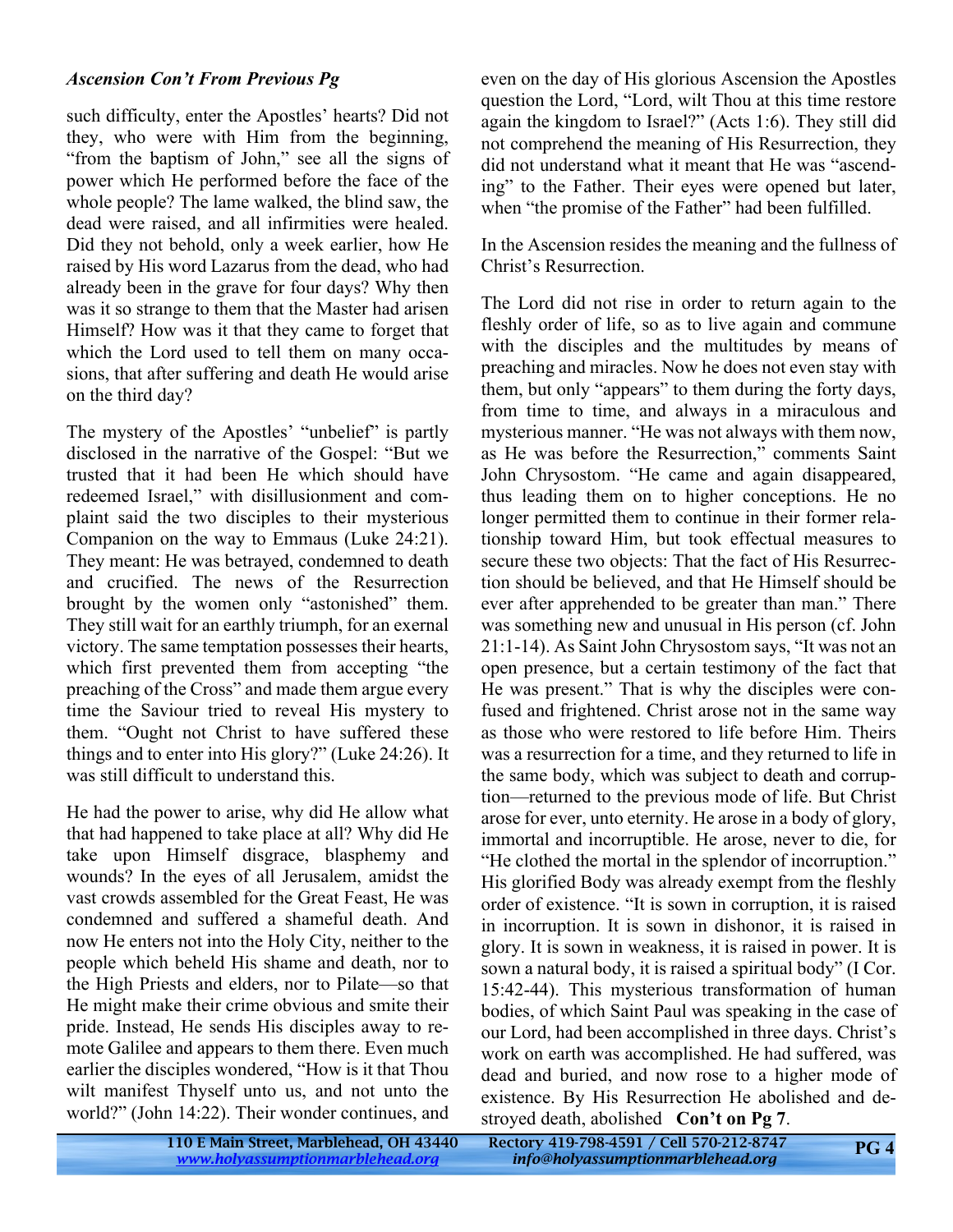*Ascension Con't From Previous Pg*

such difficulty, enter the Apostles' hearts? Did not they, who were with Him from the beginning, "from the baptism of John," see all the signs of power which He performed before the face of the whole people? The lame walked, the blind saw, the dead were raised, and all infirmities were healed. Did they not behold, only a week earlier, how He raised by His word Lazarus from the dead, who had already been in the grave for four days? Why then was it so strange to them that the Master had arisen Himself? How was it that they came to forget that which the Lord used to tell them on many occasions, that after suffering and death He would arise on the third day?

The mystery of the Apostles' "unbelief" is partly disclosed in the narrative of the Gospel: "But we trusted that it had been He which should have redeemed Israel," with disillusionment and complaint said the two disciples to their mysterious Companion on the way to Emmaus (Luke 24:21). They meant: He was betrayed, condemned to death and crucified. The news of the Resurrection brought by the women only "astonished" them. They still wait for an earthly triumph, for an exernal victory. The same temptation possesses their hearts, which first prevented them from accepting "the preaching of the Cross" and made them argue every time the Saviour tried to reveal His mystery to them. "Ought not Christ to have suffered these things and to enter into His glory?" (Luke 24:26). It was still difficult to understand this.

He had the power to arise, why did He allow what that had happened to take place at all? Why did He take upon Himself disgrace, blasphemy and wounds? In the eyes of all Jerusalem, amidst the vast crowds assembled for the Great Feast, He was condemned and suffered a shameful death. And now He enters not into the Holy City, neither to the people which beheld His shame and death, nor to the High Priests and elders, nor to Pilate—so that He might make their crime obvious and smite their pride. Instead, He sends His disciples away to remote Galilee and appears to them there. Even much earlier the disciples wondered, "How is it that Thou wilt manifest Thyself unto us, and not unto the world?" (John 14:22). Their wonder continues, and even on the day of His glorious Ascension the Apostles question the Lord, "Lord, wilt Thou at this time restore again the kingdom to Israel?" (Acts 1:6). They still did not comprehend the meaning of His Resurrection, they did not understand what it meant that He was "ascending" to the Father. Their eyes were opened but later, when "the promise of the Father" had been fulfilled.

In the Ascension resides the meaning and the fullness of Christ's Resurrection.

The Lord did not rise in order to return again to the fleshly order of life, so as to live again and commune with the disciples and the multitudes by means of preaching and miracles. Now he does not even stay with them, but only "appears" to them during the forty days, from time to time, and always in a miraculous and mysterious manner. "He was not always with them now, as He was before the Resurrection," comments Saint John Chrysostom. "He came and again disappeared, thus leading them on to higher conceptions. He no longer permitted them to continue in their former relationship toward Him, but took effectual measures to secure these two objects: That the fact of His Resurrection should be believed, and that He Himself should be ever after apprehended to be greater than man." There was something new and unusual in His person (cf. John 21:1-14). As Saint John Chrysostom says, "It was not an open presence, but a certain testimony of the fact that He was present." That is why the disciples were confused and frightened. Christ arose not in the same way as those who were restored to life before Him. Theirs was a resurrection for a time, and they returned to life in the same body, which was subject to death and corruption—returned to the previous mode of life. But Christ arose for ever, unto eternity. He arose in a body of glory, immortal and incorruptible. He arose, never to die, for "He clothed the mortal in the splendor of incorruption." His glorified Body was already exempt from the fleshly order of existence. "It is sown in corruption, it is raised in incorruption. It is sown in dishonor, it is raised in glory. It is sown in weakness, it is raised in power. It is sown a natural body, it is raised a spiritual body" (I Cor. 15:42-44). This mysterious transformation of human bodies, of which Saint Paul was speaking in the case of our Lord, had been accomplished in three days. Christ's work on earth was accomplished. He had suffered, was dead and buried, and now rose to a higher mode of existence. By His Resurrection He abolished and destroyed death, abolished **Con't on Pg 7**.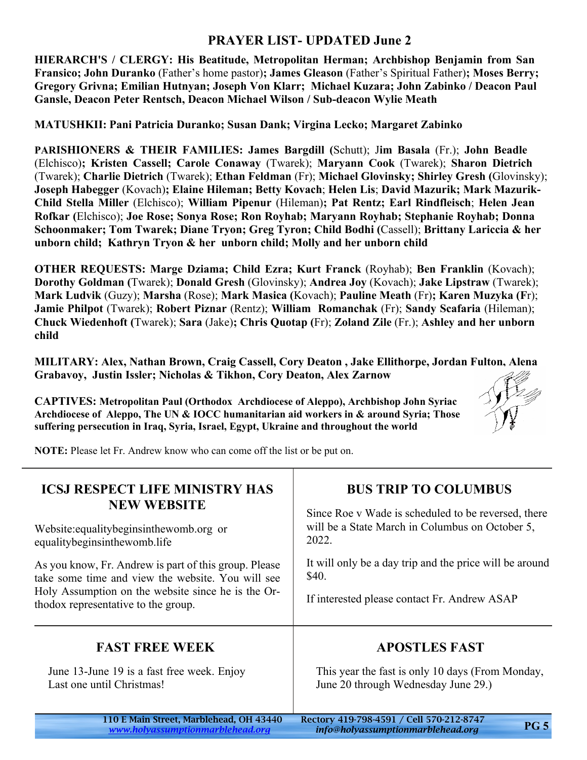## PRAYER LIST- UPDATED June 2

**HIERARCH'S / CLERGY: His Beatitude, Metropolitan Herman; Archbishop Benjamin from San Fransico; John Duranko** (Father's home pastor)**; James Gleason** (Father's Spiritual Father)**; Moses Berry; Gregory Grivna; Emilian Hutnyan; Joseph Von Klarr; Michael Kuzara; John Zabinko / Deacon Paul Gansle, Deacon Peter Rentsch, Deacon Michael Wilson / Sub-deacon Wylie Meath**

**MATUSHKII: Pani Patricia Duranko; Susan Dank; Virgina Lecko; Margaret Zabinko**

**PARISHIONERS & THEIR FAMILIES: James Bargdill (**Schutt); J**im Basala** (Fr.); **John Beadle** (Elchisco)**; Kristen Cassell; Carole Conaway** (Twarek); **Maryann Cook** (Twarek); **Sharon Dietrich** (Twarek); **Charlie Dietrich** (Twarek); **Ethan Feldman** (Fr); **Michael Glovinsky; Shirley Gresh (**Glovinsky); **Joseph Habegger** (Kovach)**; Elaine Hileman; Betty Kovach**; **Helen Lis**; **David Mazurik; Mark Mazurik-Child Stella Miller** (Elchisco); **William Pipenur** (Hileman)**; Pat Rentz; Earl Rindfleisch**; **Helen Jean Rofkar (**Elchisco); **Joe Rose; Sonya Rose; Ron Royhab; Maryann Royhab; Stephanie Royhab; Donna Schoonmaker; Tom Twarek; Diane Tryon; Greg Tyron; Child Bodhi (**Cassell); **Brittany Lariccia & her unborn child; Kathryn Tryon & her unborn child; Molly and her unborn child**

**OTHER REQUESTS: Marge Dziama; Child Ezra; Kurt Franck** (Royhab); **Ben Franklin** (Kovach); **Dorothy Goldman (**Twarek); **Donald Gresh** (Glovinsky); **Andrea Joy** (Kovach); **Jake Lipstraw** (Twarek); **Mark Ludvik** (Guzy); **Marsha** (Rose); **Mark Masica (**Kovach); **Pauline Meath** (Fr)**; Karen Muzyka (F**r); **Jamie Philpot** (Twarek); **Robert Piznar** (Rentz); **William Romanchak** (Fr); **Sandy Scafaria** (Hileman); **Chuck Wiedenhoft (**Twarek); **Sara** (Jake)**; Chris Quotap (**Fr); **Zoland Zile** (Fr.); **Ashley and her unborn child**

**MILITARY: Alex, Nathan Brown, Craig Cassell, Cory Deaton , Jake Ellithorpe, Jordan Fulton, Alena Grabavoy, Justin Issler; Nicholas & Tikhon, Cory Deaton, Alex Zarnow**

**CAPTIVES: Metropolitan Paul (Orthodox Archdiocese of Aleppo), Archbishop John Syriac Archdiocese of Aleppo, The UN & IOCC humanitarian aid workers in & around Syria; Those suffering persecution in Iraq, Syria, Israel, Egypt, Ukraine and throughout the world**

**NOTE:** Please let Fr. Andrew know who can come off the list or be put on.

## ICSJ RESPECT LIFE MINISTRY HAS NEW WEBSITE

Website:equalitybeginsinthewomb.org or equalitybeginsinthewomb.life

As you know, Fr. Andrew is part of this group. Please take some time and view the website. You will see Holy Assumption on the website since he is the Orthodox representative to the group.

## BUS TRIP TO COLUMBUS

Since Roe v Wade is scheduled to be reversed, there will be a State March in Columbus on October 5, 2022.

It will only be a day trip and the price will be around $40.

If interested please contact Fr. Andrew ASAP

## FAST FREE WEEK

June 13-June 19 is a fast free week. Enjoy Last one until Christmas!

## APOSTLES FAST

This year the fast is only 10 days (From Monday, June 20 through Wednesday June 29.)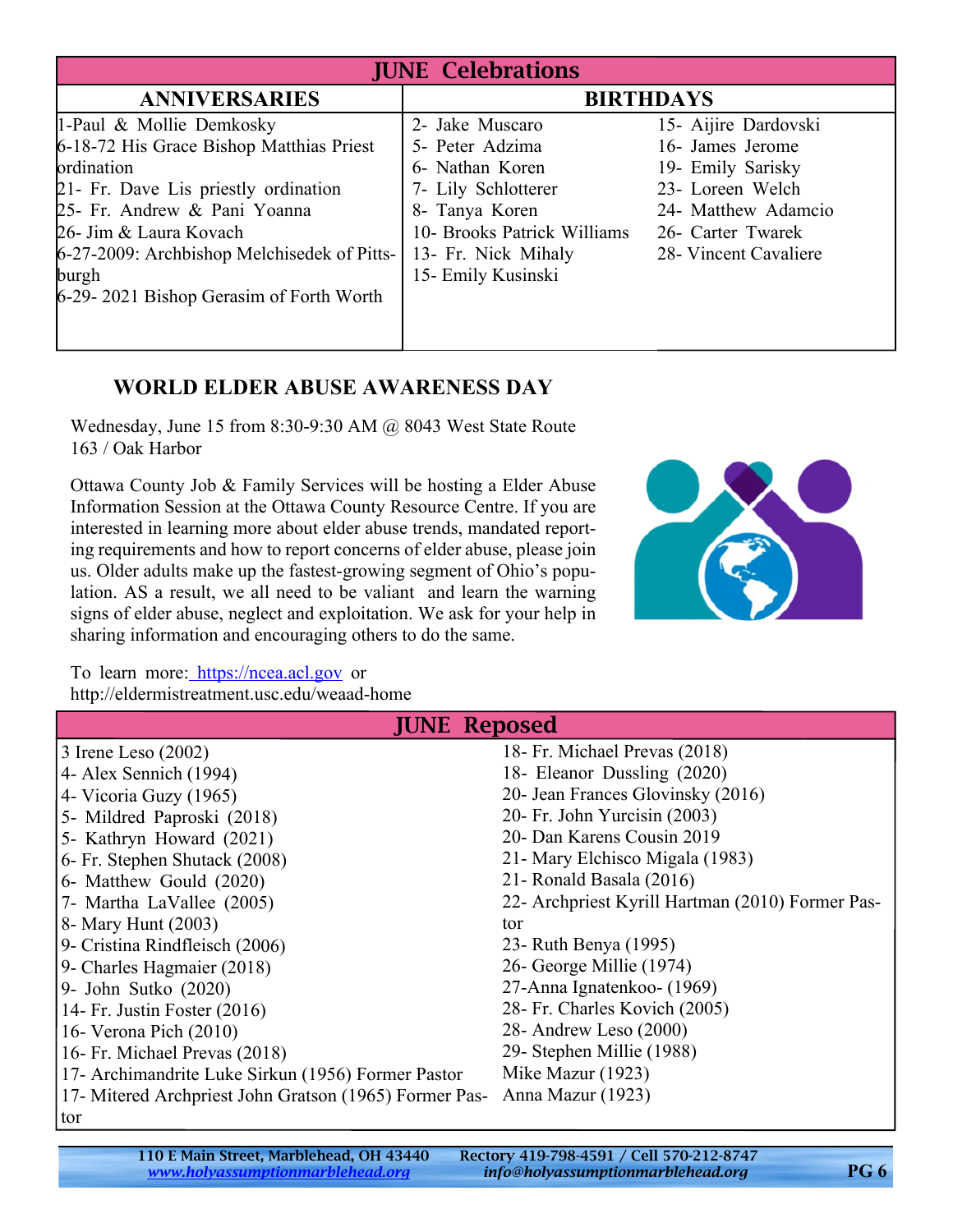## JUNE Celebrations

| ANNIVERSARIES | BIRTHDAYS | |
|---|---|---|
| 1-Paul & Mollie Demkosky | 2- Jake Muscaro | 15- Aijire Dardovski |
| 6-18-72 His Grace Bishop Matthias Priest ordination | 5- Peter Adzima | 16- James Jerome |
| 21- Fr. Dave Lis priestly ordination | 6- Nathan Koren | 19- Emily Sarisky |
| 25- Fr. Andrew & Pani Yoanna | 7- Lily Schlotterer | 23- Loreen Welch |
| 26- Jim & Laura Kovach | 8- Tanya Koren | 24- Matthew Adamcio |
| 6-27-2009: Archbishop Melchisedek of Pittsburgh | 10- Brooks Patrick Williams | 26- Carter Twarek |
| 6-29- 2021 Bishop Gerasim of Forth Worth | 13- Fr. Nick Mihaly | 28- Vincent Cavaliere |
| | 15- Emily Kusinski | |

## WORLD ELDER ABUSE AWARENESS DAY

Wednesday, June 15 from 8:30-9:30 AM @ 8043 West State Route 163 / Oak Harbor

Ottawa County Job & Family Services will be hosting a Elder Abuse Information Session at the Ottawa County Resource Centre. If you are interested in learning more about elder abuse trends, mandated reporting requirements and how to report concerns of elder abuse, please join us. Older adults make up the fastest-growing segment of Ohio's population. AS a result, we all need to be valiant and learn the warning signs of elder abuse, neglect and exploitation. We ask for your help in sharing information and encouraging others to do the same.

To learn more: https://ncea.acl.gov or http://eldermistreatment.usc.edu/weaad-home

## JUNE Reposed

- 3 Irene Leso (2002)
- 4- Alex Sennich (1994)
- 4- Vicoria Guzy (1965)
- 5- Mildred Paproski (2018)
- 5- Kathryn Howard (2021)
- 6- Fr. Stephen Shutack (2008)
- 6- Matthew Gould (2020)
- 7- Martha LaVallee (2005)
- 8- Mary Hunt (2003)
- 9- Cristina Rindfleisch (2006)
- 9- Charles Hagmaier (2018)
- 9- John Sutko (2020)
- 14- Fr. Justin Foster (2016)
- 16- Verona Pich (2010)
- 16- Fr. Michael Prevas (2018)
- 17- Archimandrite Luke Sirkun (1956) Former Pastor
- 17- Mitered Archpriest John Gratson (1965) Former Pastor
- 18- Fr. Michael Prevas (2018)
- 18- Eleanor Dussling (2020)
- 20- Jean Frances Glovinsky (2016)
- 20- Fr. John Yurcisin (2003)
- 20- Dan Karens Cousin 2019
- 21- Mary Elchisco Migala (1983)
- 21- Ronald Basala (2016)
- 22- Archpriest Kyrill Hartman (2010) Former Pastor
- 23- Ruth Benya (1995)
- 26- George Millie (1974)
- 27-Anna Ignatenkoo- (1969)
- 28- Fr. Charles Kovich (2005)
- 28- Andrew Leso (2000)
- 29- Stephen Millie (1988)
- Mike Mazur (1923)
- Anna Mazur (1923)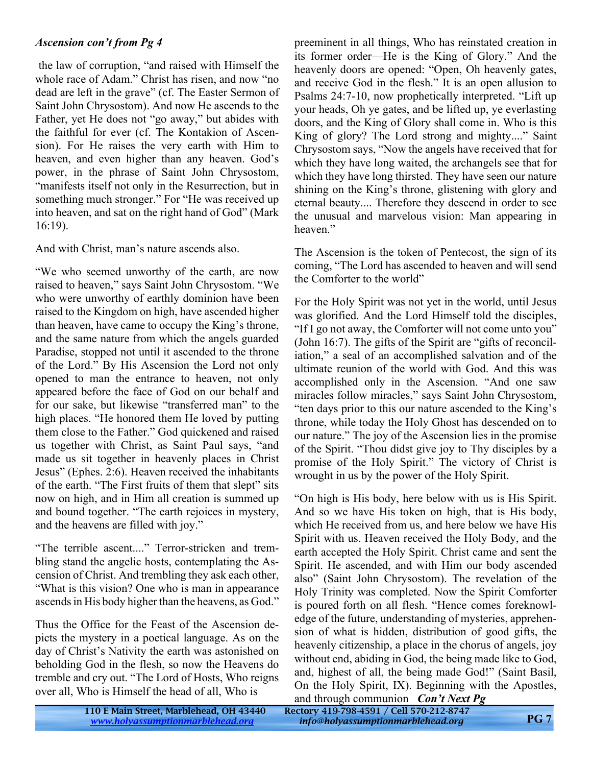***Ascension con't from Pg 4***

the law of corruption, "and raised with Himself the whole race of Adam." Christ has risen, and now "no dead are left in the grave" (cf. The Easter Sermon of Saint John Chrysostom). And now He ascends to the Father, yet He does not "go away," but abides with the faithful for ever (cf. The Kontakion of Ascension). For He raises the very earth with Him to heaven, and even higher than any heaven. God's power, in the phrase of Saint John Chrysostom, "manifests itself not only in the Resurrection, but in something much stronger." For "He was received up into heaven, and sat on the right hand of God" (Mark 16:19).

And with Christ, man's nature ascends also.

"We who seemed unworthy of the earth, are now raised to heaven," says Saint John Chrysostom. "We who were unworthy of earthly dominion have been raised to the Kingdom on high, have ascended higher than heaven, have came to occupy the King's throne, and the same nature from which the angels guarded Paradise, stopped not until it ascended to the throne of the Lord." By His Ascension the Lord not only opened to man the entrance to heaven, not only appeared before the face of God on our behalf and for our sake, but likewise "transferred man" to the high places. "He honored them He loved by putting them close to the Father." God quickened and raised us together with Christ, as Saint Paul says, "and made us sit together in heavenly places in Christ Jesus" (Ephes. 2:6). Heaven received the inhabitants of the earth. "The First fruits of them that slept" sits now on high, and in Him all creation is summed up and bound together. "The earth rejoices in mystery, and the heavens are filled with joy."

"The terrible ascent...." Terror-stricken and trembling stand the angelic hosts, contemplating the Ascension of Christ. And trembling they ask each other, "What is this vision? One who is man in appearance ascends in His body higher than the heavens, as God."

Thus the Office for the Feast of the Ascension depicts the mystery in a poetical language. As on the day of Christ's Nativity the earth was astonished on beholding God in the flesh, so now the Heavens do tremble and cry out. "The Lord of Hosts, Who reigns over all, Who is Himself the head of all, Who is preeminent in all things, Who has reinstated creation in its former order—He is the King of Glory." And the heavenly doors are opened: "Open, Oh heavenly gates, and receive God in the flesh." It is an open allusion to Psalms 24:7-10, now prophetically interpreted. "Lift up your heads, Oh ye gates, and be lifted up, ye everlasting doors, and the King of Glory shall come in. Who is this King of glory? The Lord strong and mighty...." Saint Chrysostom says, "Now the angels have received that for which they have long waited, the archangels see that for which they have long thirsted. They have seen our nature shining on the King's throne, glistening with glory and eternal beauty.... Therefore they descend in order to see the unusual and marvelous vision: Man appearing in heaven."

The Ascension is the token of Pentecost, the sign of its coming, "The Lord has ascended to heaven and will send the Comforter to the world"

For the Holy Spirit was not yet in the world, until Jesus was glorified. And the Lord Himself told the disciples, "If I go not away, the Comforter will not come unto you" (John 16:7). The gifts of the Spirit are "gifts of reconciliation," a seal of an accomplished salvation and of the ultimate reunion of the world with God. And this was accomplished only in the Ascension. "And one saw miracles follow miracles," says Saint John Chrysostom, "ten days prior to this our nature ascended to the King's throne, while today the Holy Ghost has descended on to our nature." The joy of the Ascension lies in the promise of the Spirit. "Thou didst give joy to Thy disciples by a promise of the Holy Spirit." The victory of Christ is wrought in us by the power of the Holy Spirit.

"On high is His body, here below with us is His Spirit. And so we have His token on high, that is His body, which He received from us, and here below we have His Spirit with us. Heaven received the Holy Body, and the earth accepted the Holy Spirit. Christ came and sent the Spirit. He ascended, and with Him our body ascended also" (Saint John Chrysostom). The revelation of the Holy Trinity was completed. Now the Spirit Comforter is poured forth on all flesh. "Hence comes foreknowledge of the future, understanding of mysteries, apprehension of what is hidden, distribution of good gifts, the heavenly citizenship, a place in the chorus of angels, joy without end, abiding in God, the being made like to God, and, highest of all, the being made God!" (Saint Basil, On the Holy Spirit, IX). Beginning with the Apostles, and through communion ***Con't Next Pg***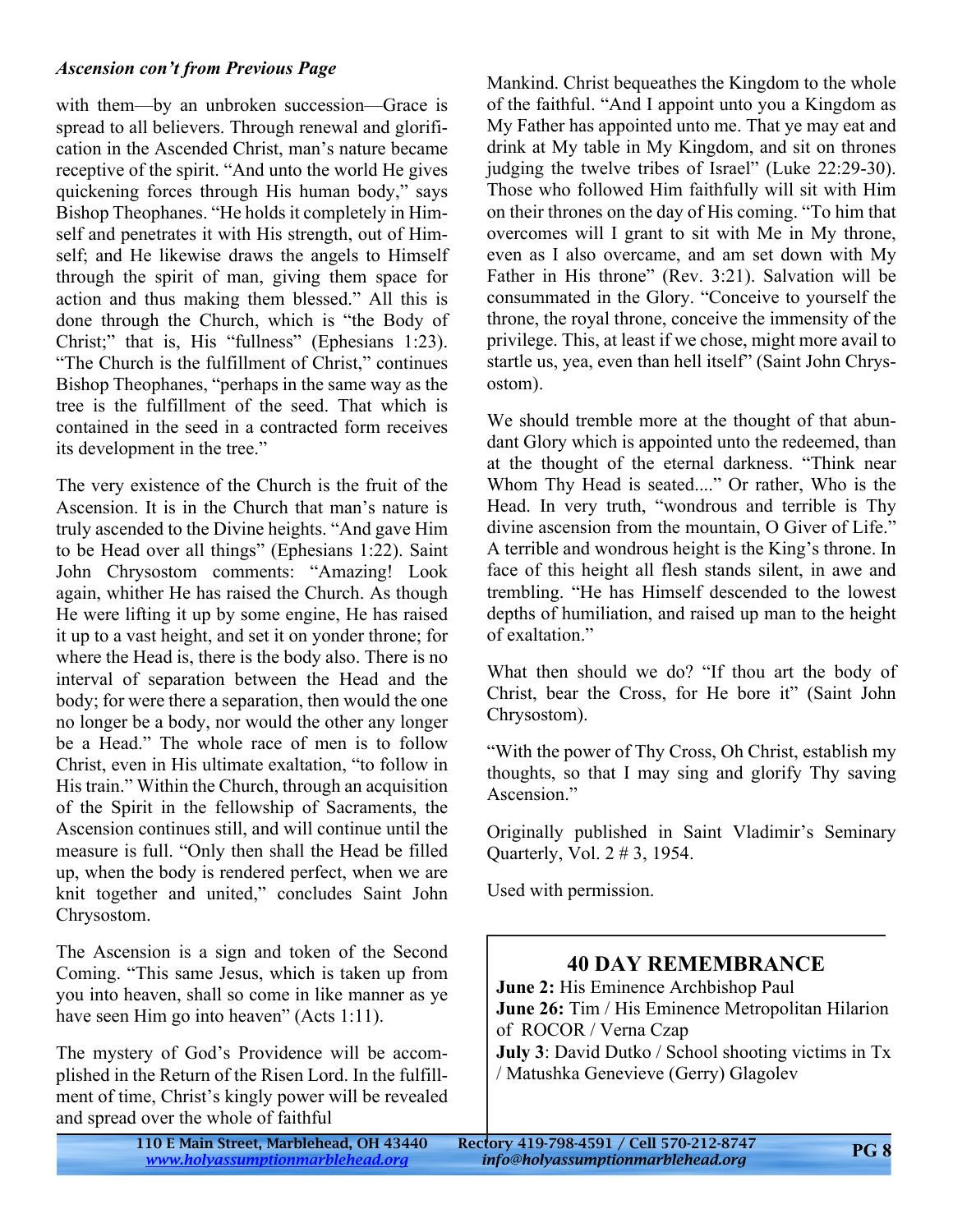***Ascension con't from Previous Page***

with them—by an unbroken succession—Grace is spread to all believers. Through renewal and glorification in the Ascended Christ, man's nature became receptive of the spirit. "And unto the world He gives quickening forces through His human body," says Bishop Theophanes. "He holds it completely in Himself and penetrates it with His strength, out of Himself; and He likewise draws the angels to Himself through the spirit of man, giving them space for action and thus making them blessed." All this is done through the Church, which is "the Body of Christ;" that is, His "fullness" (Ephesians 1:23). "The Church is the fulfillment of Christ," continues Bishop Theophanes, "perhaps in the same way as the tree is the fulfillment of the seed. That which is contained in the seed in a contracted form receives its development in the tree."

The very existence of the Church is the fruit of the Ascension. It is in the Church that man's nature is truly ascended to the Divine heights. "And gave Him to be Head over all things" (Ephesians 1:22). Saint John Chrysostom comments: "Amazing! Look again, whither He has raised the Church. As though He were lifting it up by some engine, He has raised it up to a vast height, and set it on yonder throne; for where the Head is, there is the body also. There is no interval of separation between the Head and the body; for were there a separation, then would the one no longer be a body, nor would the other any longer be a Head." The whole race of men is to follow Christ, even in His ultimate exaltation, "to follow in His train." Within the Church, through an acquisition of the Spirit in the fellowship of Sacraments, the Ascension continues still, and will continue until the measure is full. "Only then shall the Head be filled up, when the body is rendered perfect, when we are knit together and united," concludes Saint John Chrysostom.

The Ascension is a sign and token of the Second Coming. "This same Jesus, which is taken up from you into heaven, shall so come in like manner as ye have seen Him go into heaven" (Acts 1:11).

The mystery of God's Providence will be accomplished in the Return of the Risen Lord. In the fulfillment of time, Christ's kingly power will be revealed and spread over the whole of faithful Mankind. Christ bequeathes the Kingdom to the whole of the faithful. "And I appoint unto you a Kingdom as My Father has appointed unto me. That ye may eat and drink at My table in My Kingdom, and sit on thrones judging the twelve tribes of Israel" (Luke 22:29-30). Those who followed Him faithfully will sit with Him on their thrones on the day of His coming. "To him that overcomes will I grant to sit with Me in My throne, even as I also overcame, and am set down with My Father in His throne" (Rev. 3:21). Salvation will be consummated in the Glory. "Conceive to yourself the throne, the royal throne, conceive the immensity of the privilege. This, at least if we chose, might more avail to startle us, yea, even than hell itself" (Saint John Chrysostom).

We should tremble more at the thought of that abundant Glory which is appointed unto the redeemed, than at the thought of the eternal darkness. "Think near Whom Thy Head is seated...." Or rather, Who is the Head. In very truth, "wondrous and terrible is Thy divine ascension from the mountain, O Giver of Life." A terrible and wondrous height is the King's throne. In face of this height all flesh stands silent, in awe and trembling. "He has Himself descended to the lowest depths of humiliation, and raised up man to the height of exaltation."

What then should we do? "If thou art the body of Christ, bear the Cross, for He bore it" (Saint John Chrysostom).

"With the power of Thy Cross, Oh Christ, establish my thoughts, so that I may sing and glorify Thy saving Ascension."

Originally published in Saint Vladimir's Seminary Quarterly, Vol. 2 # 3, 1954.

Used with permission.

## 40 DAY REMEMBRANCE

**June 2:** His Eminence Archbishop Paul
**June 26:** Tim / His Eminence Metropolitan Hilarion of ROCOR / Verna Czap
**July 3**: David Dutko / School shooting victims in Tx / Matushka Genevieve (Gerry) Glagolev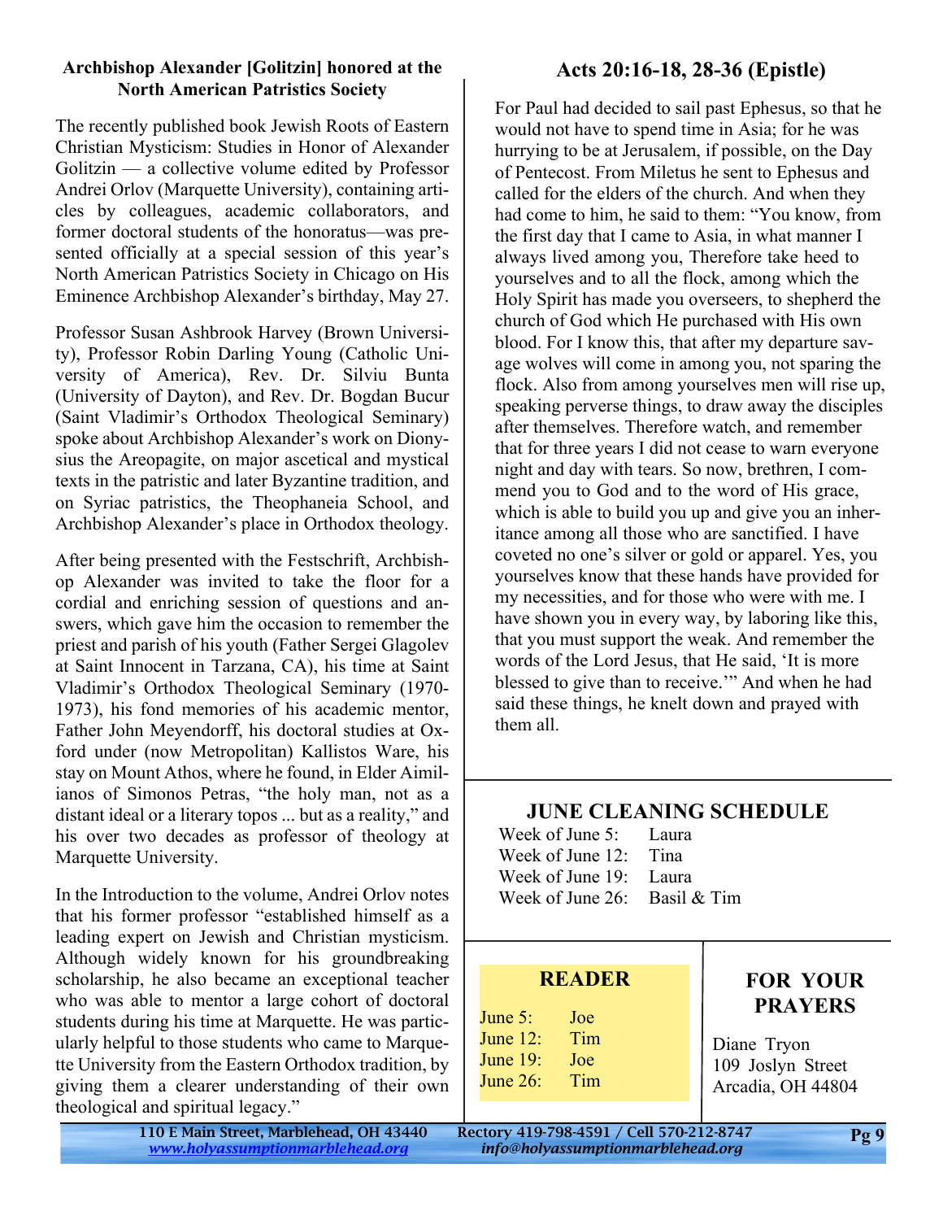### Archbishop Alexander [Golitzin] honored at the North American Patristics Society

The recently published book Jewish Roots of Eastern Christian Mysticism: Studies in Honor of Alexander Golitzin — a collective volume edited by Professor Andrei Orlov (Marquette University), containing articles by colleagues, academic collaborators, and former doctoral students of the honoratus—was presented officially at a special session of this year's North American Patristics Society in Chicago on His Eminence Archbishop Alexander's birthday, May 27.

Professor Susan Ashbrook Harvey (Brown University), Professor Robin Darling Young (Catholic University of America), Rev. Dr. Silviu Bunta (University of Dayton), and Rev. Dr. Bogdan Bucur (Saint Vladimir's Orthodox Theological Seminary) spoke about Archbishop Alexander's work on Dionysius the Areopagite, on major ascetical and mystical texts in the patristic and later Byzantine tradition, and on Syriac patristics, the Theophaneia School, and Archbishop Alexander's place in Orthodox theology.

After being presented with the Festschrift, Archbishop Alexander was invited to take the floor for a cordial and enriching session of questions and answers, which gave him the occasion to remember the priest and parish of his youth (Father Sergei Glagolev at Saint Innocent in Tarzana, CA), his time at Saint Vladimir's Orthodox Theological Seminary (1970-1973), his fond memories of his academic mentor, Father John Meyendorff, his doctoral studies at Oxford under (now Metropolitan) Kallistos Ware, his stay on Mount Athos, where he found, in Elder Aimilianos of Simonos Petras, "the holy man, not as a distant ideal or a literary topos ... but as a reality," and his over two decades as professor of theology at Marquette University.

In the Introduction to the volume, Andrei Orlov notes that his former professor "established himself as a leading expert on Jewish and Christian mysticism. Although widely known for his groundbreaking scholarship, he also became an exceptional teacher who was able to mentor a large cohort of doctoral students during his time at Marquette. He was particularly helpful to those students who came to Marquette University from the Eastern Orthodox tradition, by giving them a clearer understanding of their own theological and spiritual legacy."

## Acts 20:16-18, 28-36 (Epistle)

For Paul had decided to sail past Ephesus, so that he would not have to spend time in Asia; for he was hurrying to be at Jerusalem, if possible, on the Day of Pentecost. From Miletus he sent to Ephesus and called for the elders of the church. And when they had come to him, he said to them: "You know, from the first day that I came to Asia, in what manner I always lived among you, Therefore take heed to yourselves and to all the flock, among which the Holy Spirit has made you overseers, to shepherd the church of God which He purchased with His own blood. For I know this, that after my departure savage wolves will come in among you, not sparing the flock. Also from among yourselves men will rise up, speaking perverse things, to draw away the disciples after themselves. Therefore watch, and remember that for three years I did not cease to warn everyone night and day with tears. So now, brethren, I commend you to God and to the word of His grace, which is able to build you up and give you an inheritance among all those who are sanctified. I have coveted no one's silver or gold or apparel. Yes, you yourselves know that these hands have provided for my necessities, and for those who were with me. I have shown you in every way, by laboring like this, that you must support the weak. And remember the words of the Lord Jesus, that He said, 'It is more blessed to give than to receive.'" And when he had said these things, he knelt down and prayed with them all.

## JUNE CLEANING SCHEDULE

| | |
|---|---|
| Week of June 5: | Laura |
| Week of June 12: | Tina |
| Week of June 19: | Laura |
| Week of June 26: | Basil & Tim |

## READER

| | |
|---|---|
| June 5: | Joe |
| June 12: | Tim |
| June 19: | Joe |
| June 26: | Tim |

## FOR YOUR PRAYERS

Diane Tryon
109 Joslyn Street
Arcadia, OH 44804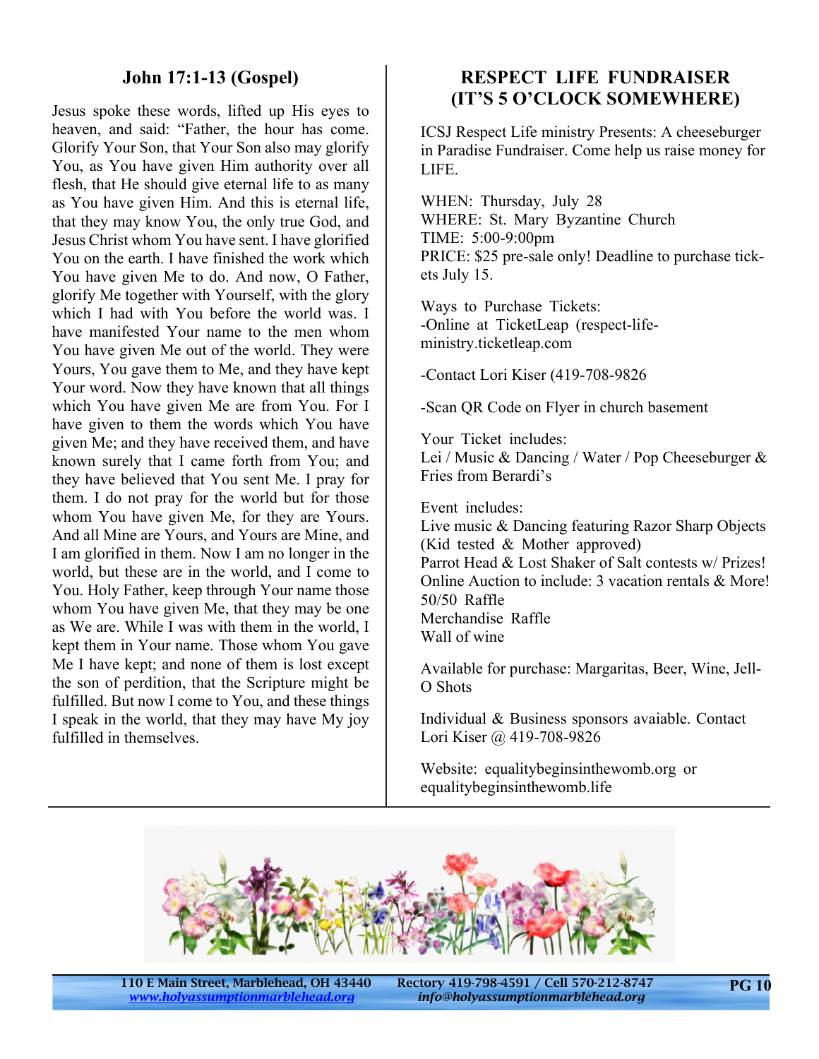## John 17:1-13 (Gospel)

Jesus spoke these words, lifted up His eyes to heaven, and said: "Father, the hour has come. Glorify Your Son, that Your Son also may glorify You, as You have given Him authority over all flesh, that He should give eternal life to as many as You have given Him. And this is eternal life, that they may know You, the only true God, and Jesus Christ whom You have sent. I have glorified You on the earth. I have finished the work which You have given Me to do. And now, O Father, glorify Me together with Yourself, with the glory which I had with You before the world was. I have manifested Your name to the men whom You have given Me out of the world. They were Yours, You gave them to Me, and they have kept Your word. Now they have known that all things which You have given Me are from You. For I have given to them the words which You have given Me; and they have received them, and have known surely that I came forth from You; and they have believed that You sent Me. I pray for them. I do not pray for the world but for those whom You have given Me, for they are Yours. And all Mine are Yours, and Yours are Mine, and I am glorified in them. Now I am no longer in the world, but these are in the world, and I come to You. Holy Father, keep through Your name those whom You have given Me, that they may be one as We are. While I was with them in the world, I kept them in Your name. Those whom You gave Me I have kept; and none of them is lost except the son of perdition, that the Scripture might be fulfilled. But now I come to You, and these things I speak in the world, that they may have My joy fulfilled in themselves.

## RESPECT LIFE FUNDRAISER (IT'S 5 O'CLOCK SOMEWHERE)

ICSJ Respect Life ministry Presents: A cheeseburger in Paradise Fundraiser. Come help us raise money for LIFE.

WHEN: Thursday, July 28
WHERE: St. Mary Byzantine Church
TIME: 5:00-9:00pm
PRICE: $25 pre-sale only! Deadline to purchase tickets July 15.

Ways to Purchase Tickets:
-Online at TicketLeap (respect-life-ministry.ticketleap.com

-Contact Lori Kiser (419-708-9826

-Scan QR Code on Flyer in church basement

Your Ticket includes:
Lei / Music & Dancing / Water / Pop Cheeseburger & Fries from Berardi's

Event includes:
Live music & Dancing featuring Razor Sharp Objects (Kid tested & Mother approved)
Parrot Head & Lost Shaker of Salt contests w/ Prizes!
Online Auction to include: 3 vacation rentals & More!
50/50 Raffle
Merchandise Raffle
Wall of wine

Available for purchase: Margaritas, Beer, Wine, Jell-O Shots

Individual & Business sponsors avaiable. Contact Lori Kiser @ 419-708-9826

Website: equalitybeginsinthewomb.org or equalitybeginsinthewomb.life